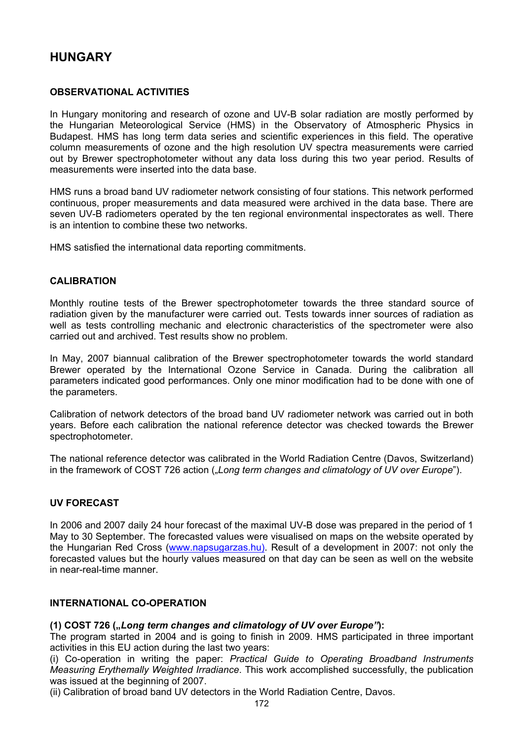# HUNGARY

## OBSERVATIONAL ACTIVITIES

In Hungary monitoring and research of ozone and UV-B solar radiation are mostly performed by the Hungarian Meteorological Service (HMS) in the Observatory of Atmospheric Physics in Budapest. HMS has long term data series and scientific experiences in this field. The operative column measurements of ozone and the high resolution UV spectra measurements were carried out by Brewer spectrophotometer without any data loss during this two year period. Results of measurements were inserted into the data base.

HMS runs a broad band UV radiometer network consisting of four stations. This network performed continuous, proper measurements and data measured were archived in the data base. There are seven UV-B radiometers operated by the ten regional environmental inspectorates as well. There is an intention to combine these two networks.

HMS satisfied the international data reporting commitments.

## CALIBRATION

Monthly routine tests of the Brewer spectrophotometer towards the three standard source of radiation given by the manufacturer were carried out. Tests towards inner sources of radiation as well as tests controlling mechanic and electronic characteristics of the spectrometer were also carried out and archived. Test results show no problem.

In May, 2007 biannual calibration of the Brewer spectrophotometer towards the world standard Brewer operated by the International Ozone Service in Canada. During the calibration all parameters indicated good performances. Only one minor modification had to be done with one of the parameters.

Calibration of network detectors of the broad band UV radiometer network was carried out in both years. Before each calibration the national reference detector was checked towards the Brewer spectrophotometer.

The national reference detector was calibrated in the World Radiation Centre (Davos, Switzerland) in the framework of COST 726 action („*Long term changes and climatology of UV over Europe*").

## UV FORECAST

In 2006 and 2007 daily 24 hour forecast of the maximal UV-B dose was prepared in the period of 1 May to 30 September. The forecasted values were visualised on maps on the website operated by the Hungarian Red Cross (www.napsugarzas.hu). Result of a development in 2007: not only the forecasted values but the hourly values measured on that day can be seen as well on the website in near-real-time manner.

## INTERNATIONAL CO-OPERATION

**(1) COST 726 („*Long term changes and climatology of UV over Europe"*):**
The program started in 2004 and is going to finish in 2009. HMS participated in three important activities in this EU action during the last two years:
(i) Co-operation in writing the paper: *Practical Guide to Operating Broadband Instruments Measuring Erythemally Weighted Irradiance*. This work accomplished successfully, the publication was issued at the beginning of 2007.
(ii) Calibration of broad band UV detectors in the World Radiation Centre, Davos.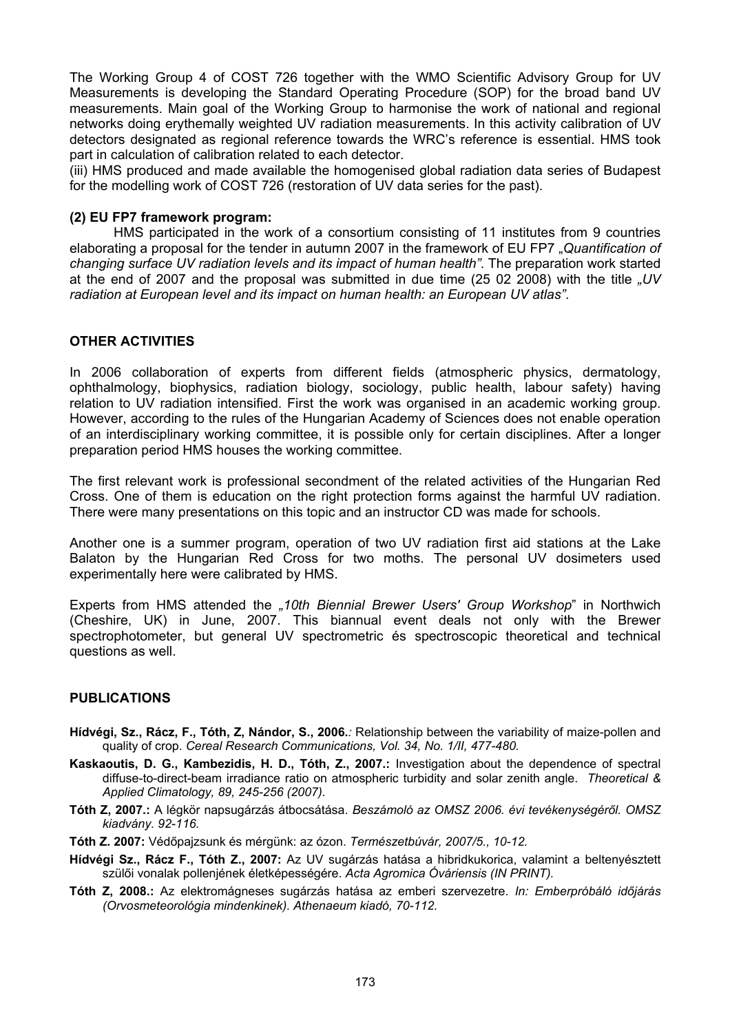The Working Group 4 of COST 726 together with the WMO Scientific Advisory Group for UV Measurements is developing the Standard Operating Procedure (SOP) for the broad band UV measurements. Main goal of the Working Group to harmonise the work of national and regional networks doing erythemally weighted UV radiation measurements. In this activity calibration of UV detectors designated as regional reference towards the WRC's reference is essential. HMS took part in calculation of calibration related to each detector.

(iii) HMS produced and made available the homogenised global radiation data series of Budapest for the modelling work of COST 726 (restoration of UV data series for the past).

**(2) EU FP7 framework program:**

HMS participated in the work of a consortium consisting of 11 institutes from 9 countries elaborating a proposal for the tender in autumn 2007 in the framework of EU FP7 *„Quantification of changing surface UV radiation levels and its impact of human health"*. The preparation work started at the end of 2007 and the proposal was submitted in due time (25 02 2008) with the title *„UV radiation at European level and its impact on human health: an European UV atlas"*.

## OTHER ACTIVITIES

In 2006 collaboration of experts from different fields (atmospheric physics, dermatology, ophthalmology, biophysics, radiation biology, sociology, public health, labour safety) having relation to UV radiation intensified. First the work was organised in an academic working group. However, according to the rules of the Hungarian Academy of Sciences does not enable operation of an interdisciplinary working committee, it is possible only for certain disciplines. After a longer preparation period HMS houses the working committee.

The first relevant work is professional secondment of the related activities of the Hungarian Red Cross. One of them is education on the right protection forms against the harmful UV radiation. There were many presentations on this topic and an instructor CD was made for schools.

Another one is a summer program, operation of two UV radiation first aid stations at the Lake Balaton by the Hungarian Red Cross for two moths. The personal UV dosimeters used experimentally here were calibrated by HMS.

Experts from HMS attended the *„10th Biennial Brewer Users' Group Workshop*" in Northwich (Cheshire, UK) in June, 2007. This biannual event deals not only with the Brewer spectrophotometer, but general UV spectrometric és spectroscopic theoretical and technical questions as well.

## PUBLICATIONS

**Hídvégi, Sz., Rácz, F., Tóth, Z, Nándor, S., 2006.**: Relationship between the variability of maize-pollen and quality of crop. *Cereal Research Communications, Vol. 34, No. 1/II, 477-480.*

**Kaskaoutis, D. G., Kambezidis, H. D., Tóth, Z., 2007.:** Investigation about the dependence of spectral diffuse-to-direct-beam irradiance ratio on atmospheric turbidity and solar zenith angle. *Theoretical & Applied Climatology, 89, 245-256 (2007).*

**Tóth Z, 2007.:** A légkör napsugárzás átbocsátása. *Beszámoló az OMSZ 2006. évi tevékenységéről. OMSZ kiadvány. 92-116.*

**Tóth Z. 2007:** Védőpajzsunk és mérgünk: az ózon. *Természetbúvár, 2007/5., 10-12.*

**Hídvégi Sz., Rácz F., Tóth Z., 2007:** Az UV sugárzás hatása a hibridkukorica, valamint a beltenyésztett szülői vonalak pollenjének életképességére. *Acta Agromica Óváriensis (IN PRINT).*

**Tóth Z, 2008.:** Az elektromágneses sugárzás hatása az emberi szervezetre. *In: Emberpróbáló időjárás (Orvosmeteorológia mindenkinek). Athenaeum kiadó, 70-112.*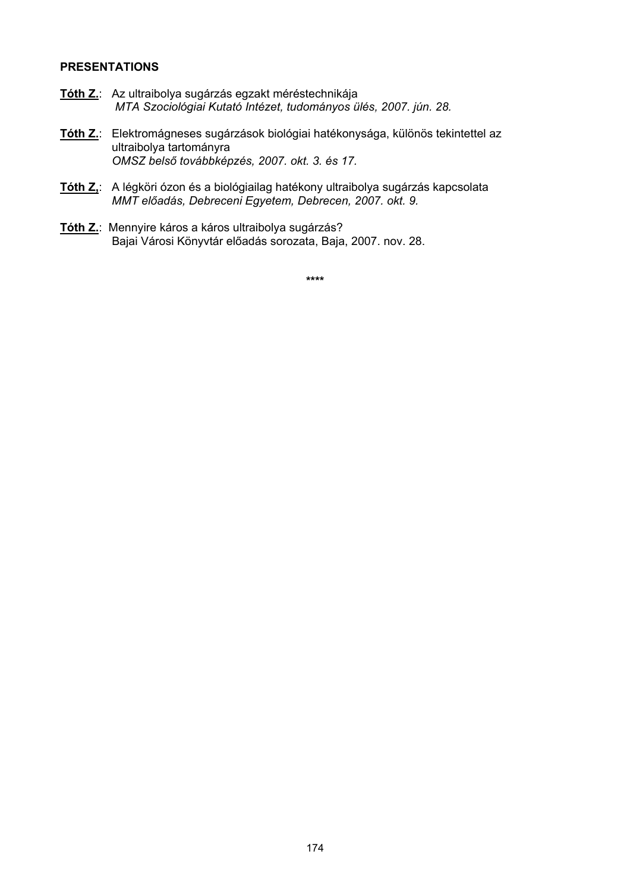## PRESENTATIONS

**Tóth Z.**: Az ultraibolya sugárzás egzakt méréstechnikája
*MTA Szociológiai Kutató Intézet, tudományos ülés, 2007. jún. 28.*

**Tóth Z.**: Elektromágneses sugárzások biológiai hatékonysága, különös tekintettel az ultraibolya tartományra
*OMSZ belső továbbképzés, 2007. okt. 3. és 17.*

**Tóth Z,**: A légköri ózon és a biológiailag hatékony ultraibolya sugárzás kapcsolata
*MMT előadás, Debreceni Egyetem, Debrecen, 2007. okt. 9.*

**Tóth Z.**: Mennyire káros a káros ultraibolya sugárzás?
Bajai Városi Könyvtár előadás sorozata, Baja, 2007. nov. 28.

****